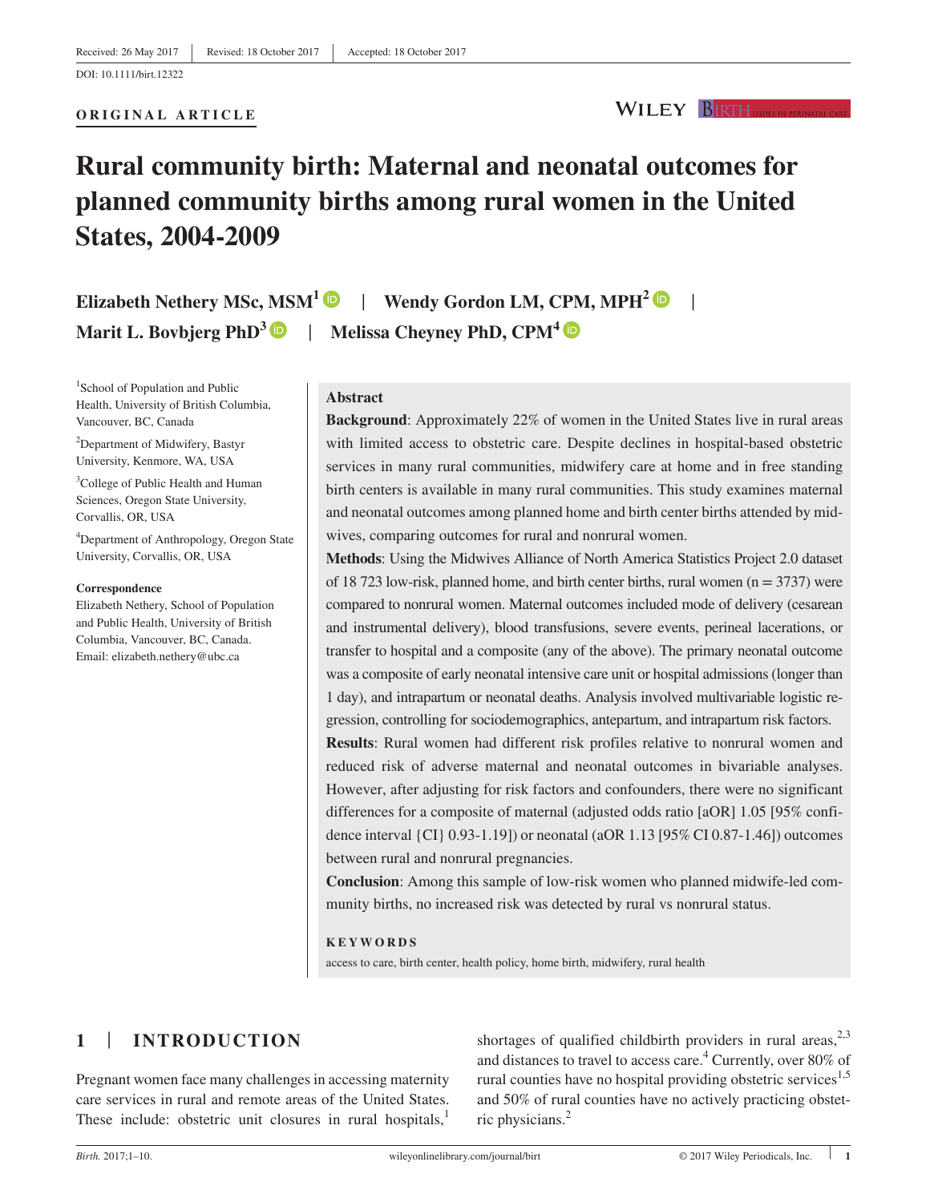Received: 26 May 2017 | Revised: 18 October 2017 | Accepted: 18 October 2017

DOI: 10.1111/birt.12322

**ORIGINAL ARTICLE**

# Rural community birth: Maternal and neonatal outcomes for planned community births among rural women in the United States, 2004-2009

**Elizabeth Nethery MSc, MSM**[1] | **Wendy Gordon LM, CPM, MPH**[2] | **Marit L. Bovbjerg PhD**[3] | **Melissa Cheyney PhD, CPM**[4]

[1]School of Population and Public Health, University of British Columbia, Vancouver, BC, Canada

[2]Department of Midwifery, Bastyr University, Kenmore, WA, USA

[3]College of Public Health and Human Sciences, Oregon State University, Corvallis, OR, USA

[4]Department of Anthropology, Oregon State University, Corvallis, OR, USA

**Correspondence**
Elizabeth Nethery, School of Population and Public Health, University of British Columbia, Vancouver, BC, Canada.
Email: elizabeth.nethery@ubc.ca

## Abstract

**Background**: Approximately 22% of women in the United States live in rural areas with limited access to obstetric care. Despite declines in hospital-based obstetric services in many rural communities, midwifery care at home and in free standing birth centers is available in many rural communities. This study examines maternal and neonatal outcomes among planned home and birth center births attended by midwives, comparing outcomes for rural and nonrural women.

**Methods**: Using the Midwives Alliance of North America Statistics Project 2.0 dataset of 18 723 low-risk, planned home, and birth center births, rural women (n = 3737) were compared to nonrural women. Maternal outcomes included mode of delivery (cesarean and instrumental delivery), blood transfusions, severe events, perineal lacerations, or transfer to hospital and a composite (any of the above). The primary neonatal outcome was a composite of early neonatal intensive care unit or hospital admissions (longer than 1 day), and intrapartum or neonatal deaths. Analysis involved multivariable logistic regression, controlling for sociodemographics, antepartum, and intrapartum risk factors.

**Results**: Rural women had different risk profiles relative to nonrural women and reduced risk of adverse maternal and neonatal outcomes in bivariable analyses. However, after adjusting for risk factors and confounders, there were no significant differences for a composite of maternal (adjusted odds ratio [aOR] 1.05 [95% confidence interval {CI} 0.93-1.19]) or neonatal (aOR 1.13 [95% CI 0.87-1.46]) outcomes between rural and nonrural pregnancies.

**Conclusion**: Among this sample of low-risk women who planned midwife-led community births, no increased risk was detected by rural vs nonrural status.

**KEYWORDS**

access to care, birth center, health policy, home birth, midwifery, rural health

## 1 | INTRODUCTION

Pregnant women face many challenges in accessing maternity care services in rural and remote areas of the United States. These include: obstetric unit closures in rural hospitals,[1] shortages of qualified childbirth providers in rural areas,[2,3] and distances to travel to access care.[4] Currently, over 80% of rural counties have no hospital providing obstetric services[1,5] and 50% of rural counties have no actively practicing obstetric physicians.[2]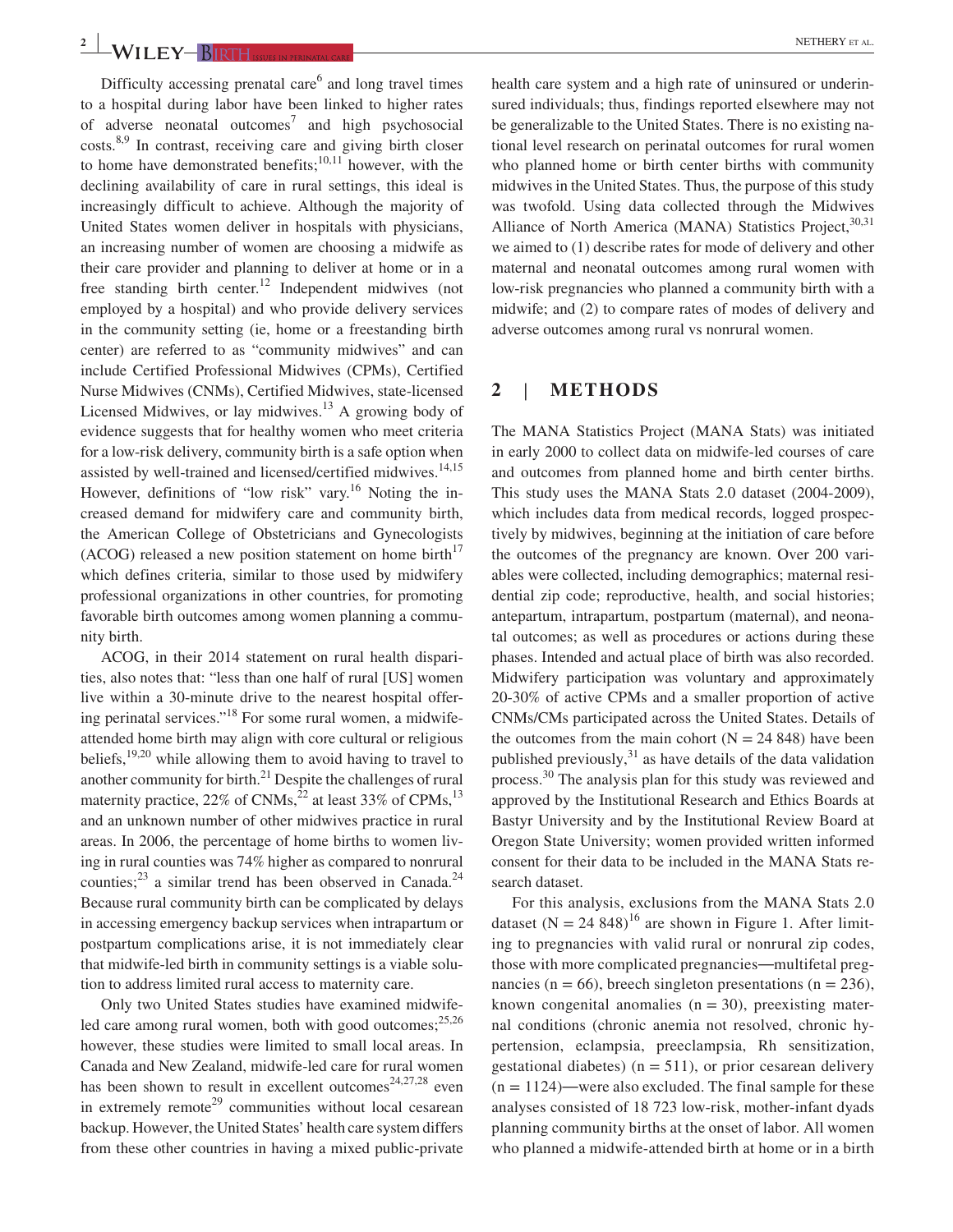Difficulty accessing prenatal care[6] and long travel times to a hospital during labor have been linked to higher rates of adverse neonatal outcomes[7] and high psychosocial costs.[8,9] In contrast, receiving care and giving birth closer to home have demonstrated benefits;[10,11] however, with the declining availability of care in rural settings, this ideal is increasingly difficult to achieve. Although the majority of United States women deliver in hospitals with physicians, an increasing number of women are choosing a midwife as their care provider and planning to deliver at home or in a free standing birth center.[12] Independent midwives (not employed by a hospital) and who provide delivery services in the community setting (ie, home or a freestanding birth center) are referred to as "community midwives" and can include Certified Professional Midwives (CPMs), Certified Nurse Midwives (CNMs), Certified Midwives, state-licensed Licensed Midwives, or lay midwives.[13] A growing body of evidence suggests that for healthy women who meet criteria for a low-risk delivery, community birth is a safe option when assisted by well-trained and licensed/certified midwives.[14,15] However, definitions of "low risk" vary.[16] Noting the increased demand for midwifery care and community birth, the American College of Obstetricians and Gynecologists (ACOG) released a new position statement on home birth[17] which defines criteria, similar to those used by midwifery professional organizations in other countries, for promoting favorable birth outcomes among women planning a community birth.

ACOG, in their 2014 statement on rural health disparities, also notes that: "less than one half of rural [US] women live within a 30-minute drive to the nearest hospital offering perinatal services."[18] For some rural women, a midwife-attended home birth may align with core cultural or religious beliefs,[19,20] while allowing them to avoid having to travel to another community for birth.[21] Despite the challenges of rural maternity practice, 22% of CNMs,[22] at least 33% of CPMs,[13] and an unknown number of other midwives practice in rural areas. In 2006, the percentage of home births to women living in rural counties was 74% higher as compared to nonrural counties;[23] a similar trend has been observed in Canada.[24] Because rural community birth can be complicated by delays in accessing emergency backup services when intrapartum or postpartum complications arise, it is not immediately clear that midwife-led birth in community settings is a viable solution to address limited rural access to maternity care.

Only two United States studies have examined midwife-led care among rural women, both with good outcomes;[25,26] however, these studies were limited to small local areas. In Canada and New Zealand, midwife-led care for rural women has been shown to result in excellent outcomes[24,27,28] even in extremely remote[29] communities without local cesarean backup. However, the United States' health care system differs from these other countries in having a mixed public-private health care system and a high rate of uninsured or underinsured individuals; thus, findings reported elsewhere may not be generalizable to the United States. There is no existing national level research on perinatal outcomes for rural women who planned home or birth center births with community midwives in the United States. Thus, the purpose of this study was twofold. Using data collected through the Midwives Alliance of North America (MANA) Statistics Project,[30,31] we aimed to (1) describe rates for mode of delivery and other maternal and neonatal outcomes among rural women with low-risk pregnancies who planned a community birth with a midwife; and (2) to compare rates of modes of delivery and adverse outcomes among rural vs nonrural women.

## 2 | METHODS

The MANA Statistics Project (MANA Stats) was initiated in early 2000 to collect data on midwife-led courses of care and outcomes from planned home and birth center births. This study uses the MANA Stats 2.0 dataset (2004-2009), which includes data from medical records, logged prospectively by midwives, beginning at the initiation of care before the outcomes of the pregnancy are known. Over 200 variables were collected, including demographics; maternal residential zip code; reproductive, health, and social histories; antepartum, intrapartum, postpartum (maternal), and neonatal outcomes; as well as procedures or actions during these phases. Intended and actual place of birth was also recorded. Midwifery participation was voluntary and approximately 20-30% of active CPMs and a smaller proportion of active CNMs/CMs participated across the United States. Details of the outcomes from the main cohort (N = 24 848) have been published previously,[31] as have details of the data validation process.[30] The analysis plan for this study was reviewed and approved by the Institutional Research and Ethics Boards at Bastyr University and by the Institutional Review Board at Oregon State University; women provided written informed consent for their data to be included in the MANA Stats research dataset.

For this analysis, exclusions from the MANA Stats 2.0 dataset (N = 24 848)[16] are shown in Figure 1. After limiting to pregnancies with valid rural or nonrural zip codes, those with more complicated pregnancies—multifetal pregnancies (n = 66), breech singleton presentations (n = 236), known congenital anomalies (n = 30), preexisting maternal conditions (chronic anemia not resolved, chronic hypertension, eclampsia, preeclampsia, Rh sensitization, gestational diabetes) (n = 511), or prior cesarean delivery (n = 1124)—were also excluded. The final sample for these analyses consisted of 18 723 low-risk, mother-infant dyads planning community births at the onset of labor. All women who planned a midwife-attended birth at home or in a birth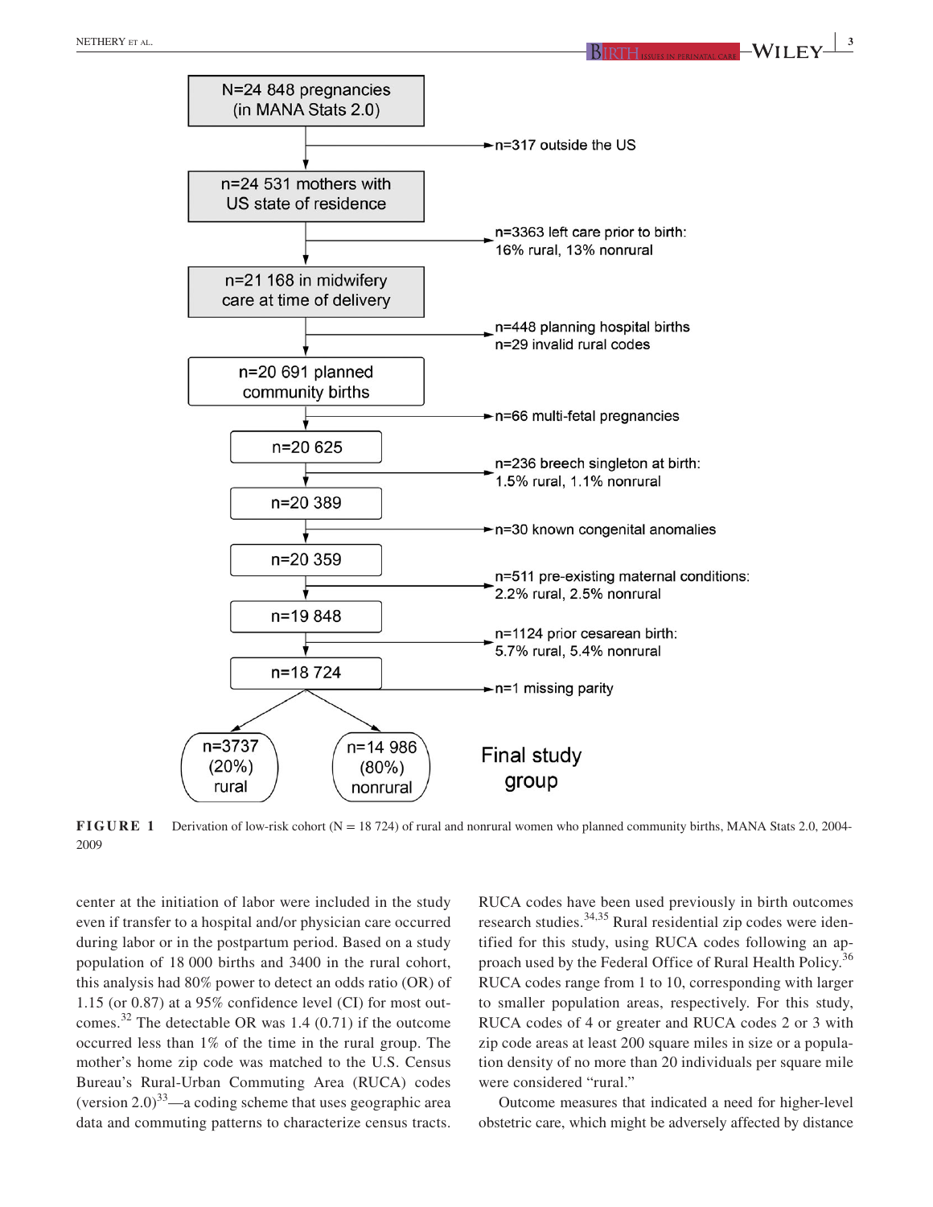N=24 848 pregnancies (in MANA Stats 2.0)

→ n=317 outside the US

n=24 531 mothers with US state of residence

→ n=3363 left care prior to birth: 16% rural, 13% nonrural

n=21 168 in midwifery care at time of delivery

→ n=448 planning hospital births
n=29 invalid rural codes

n=20 691 planned community births

→ n=66 multi-fetal pregnancies

n=20 625

→ n=236 breech singleton at birth: 1.5% rural, 1.1% nonrural

n=20 389

→ n=30 known congenital anomalies

n=20 359

→ n=511 pre-existing maternal conditions: 2.2% rural, 2.5% nonrural

n=19 848

→ n=1124 prior cesarean birth: 5.7% rural, 5.4% nonrural

n=18 724

→ n=1 missing parity

n=3737 (20%) rural | n=14 986 (80%) nonrural — Final study group

**FIGURE 1** Derivation of low-risk cohort (N = 18 724) of rural and nonrural women who planned community births, MANA Stats 2.0, 2004-2009

center at the initiation of labor were included in the study even if transfer to a hospital and/or physician care occurred during labor or in the postpartum period. Based on a study population of 18 000 births and 3400 in the rural cohort, this analysis had 80% power to detect an odds ratio (OR) of 1.15 (or 0.87) at a 95% confidence level (CI) for most outcomes.[32] The detectable OR was 1.4 (0.71) if the outcome occurred less than 1% of the time in the rural group. The mother's home zip code was matched to the U.S. Census Bureau's Rural-Urban Commuting Area (RUCA) codes (version 2.0)[33]—a coding scheme that uses geographic area data and commuting patterns to characterize census tracts. RUCA codes have been used previously in birth outcomes research studies.[34,35] Rural residential zip codes were identified for this study, using RUCA codes following an approach used by the Federal Office of Rural Health Policy.[36] RUCA codes range from 1 to 10, corresponding with larger to smaller population areas, respectively. For this study, RUCA codes of 4 or greater and RUCA codes 2 or 3 with zip code areas at least 200 square miles in size or a population density of no more than 20 individuals per square mile were considered "rural."

Outcome measures that indicated a need for higher-level obstetric care, which might be adversely affected by distance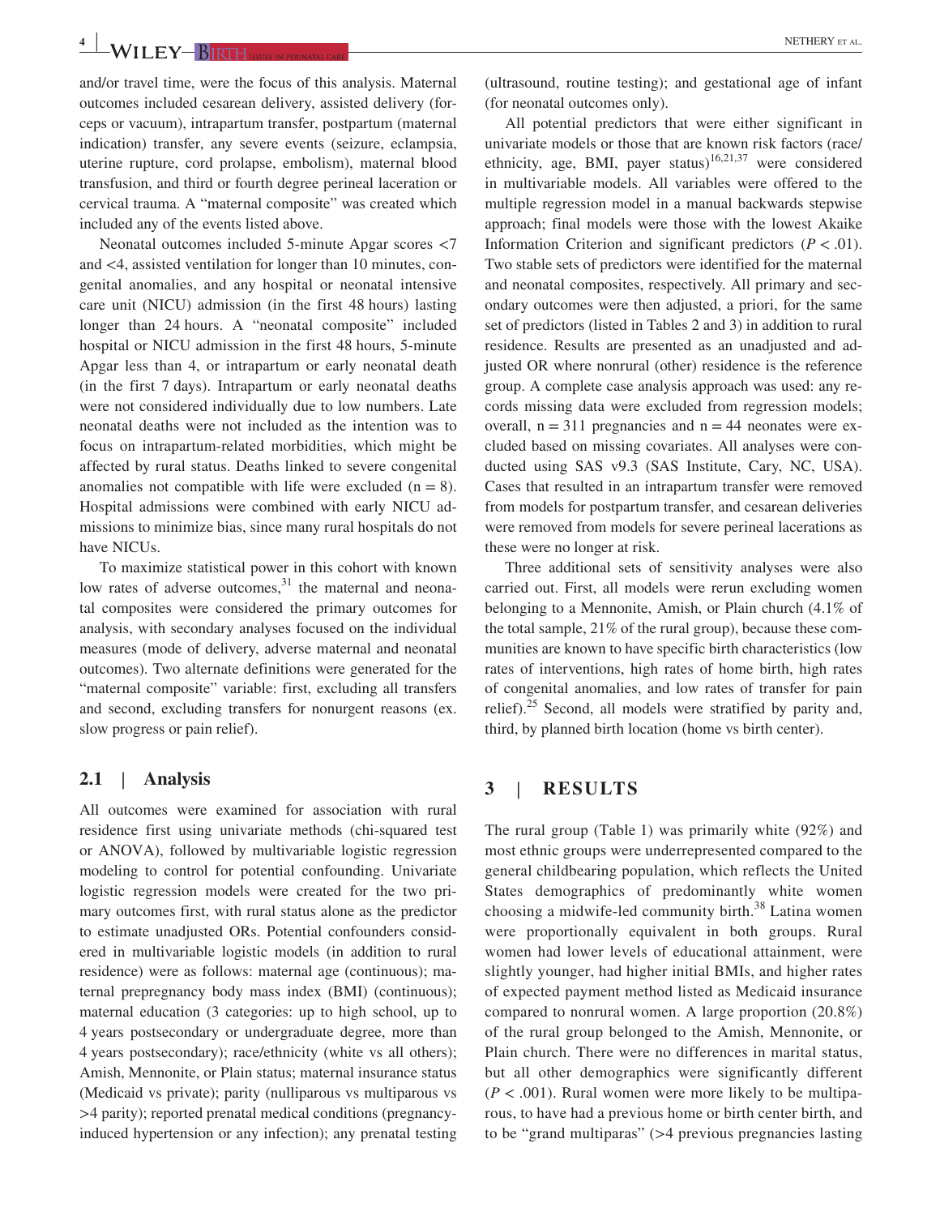and/or travel time, were the focus of this analysis. Maternal outcomes included cesarean delivery, assisted delivery (forceps or vacuum), intrapartum transfer, postpartum (maternal indication) transfer, any severe events (seizure, eclampsia, uterine rupture, cord prolapse, embolism), maternal blood transfusion, and third or fourth degree perineal laceration or cervical trauma. A "maternal composite" was created which included any of the events listed above.

Neonatal outcomes included 5-minute Apgar scores <7 and <4, assisted ventilation for longer than 10 minutes, congenital anomalies, and any hospital or neonatal intensive care unit (NICU) admission (in the first 48 hours) lasting longer than 24 hours. A "neonatal composite" included hospital or NICU admission in the first 48 hours, 5-minute Apgar less than 4, or intrapartum or early neonatal death (in the first 7 days). Intrapartum or early neonatal deaths were not considered individually due to low numbers. Late neonatal deaths were not included as the intention was to focus on intrapartum-related morbidities, which might be affected by rural status. Deaths linked to severe congenital anomalies not compatible with life were excluded (n = 8). Hospital admissions were combined with early NICU admissions to minimize bias, since many rural hospitals do not have NICUs.

To maximize statistical power in this cohort with known low rates of adverse outcomes,[31] the maternal and neonatal composites were considered the primary outcomes for analysis, with secondary analyses focused on the individual measures (mode of delivery, adverse maternal and neonatal outcomes). Two alternate definitions were generated for the "maternal composite" variable: first, excluding all transfers and second, excluding transfers for nonurgent reasons (ex. slow progress or pain relief).

## 2.1 | Analysis

All outcomes were examined for association with rural residence first using univariate methods (chi-squared test or ANOVA), followed by multivariable logistic regression modeling to control for potential confounding. Univariate logistic regression models were created for the two primary outcomes first, with rural status alone as the predictor to estimate unadjusted ORs. Potential confounders considered in multivariable logistic models (in addition to rural residence) were as follows: maternal age (continuous); maternal prepregnancy body mass index (BMI) (continuous); maternal education (3 categories: up to high school, up to 4 years postsecondary or undergraduate degree, more than 4 years postsecondary); race/ethnicity (white vs all others); Amish, Mennonite, or Plain status; maternal insurance status (Medicaid vs private); parity (nulliparous vs multiparous vs >4 parity); reported prenatal medical conditions (pregnancy-induced hypertension or any infection); any prenatal testing (ultrasound, routine testing); and gestational age of infant (for neonatal outcomes only).

All potential predictors that were either significant in univariate models or those that are known risk factors (race/ethnicity, age, BMI, payer status)[16,21,37] were considered in multivariable models. All variables were offered to the multiple regression model in a manual backwards stepwise approach; final models were those with the lowest Akaike Information Criterion and significant predictors ($P < .01$). Two stable sets of predictors were identified for the maternal and neonatal composites, respectively. All primary and secondary outcomes were then adjusted, a priori, for the same set of predictors (listed in Tables 2 and 3) in addition to rural residence. Results are presented as an unadjusted and adjusted OR where nonrural (other) residence is the reference group. A complete case analysis approach was used: any records missing data were excluded from regression models; overall, n = 311 pregnancies and n = 44 neonates were excluded based on missing covariates. All analyses were conducted using SAS v9.3 (SAS Institute, Cary, NC, USA). Cases that resulted in an intrapartum transfer were removed from models for postpartum transfer, and cesarean deliveries were removed from models for severe perineal lacerations as these were no longer at risk.

Three additional sets of sensitivity analyses were also carried out. First, all models were rerun excluding women belonging to a Mennonite, Amish, or Plain church (4.1% of the total sample, 21% of the rural group), because these communities are known to have specific birth characteristics (low rates of interventions, high rates of home birth, high rates of congenital anomalies, and low rates of transfer for pain relief).[25] Second, all models were stratified by parity and, third, by planned birth location (home vs birth center).

# 3 | RESULTS

The rural group (Table 1) was primarily white (92%) and most ethnic groups were underrepresented compared to the general childbearing population, which reflects the United States demographics of predominantly white women choosing a midwife-led community birth.[38] Latina women were proportionally equivalent in both groups. Rural women had lower levels of educational attainment, were slightly younger, had higher initial BMIs, and higher rates of expected payment method listed as Medicaid insurance compared to nonrural women. A large proportion (20.8%) of the rural group belonged to the Amish, Mennonite, or Plain church. There were no differences in marital status, but all other demographics were significantly different ($P < .001$). Rural women were more likely to be multiparous, to have had a previous home or birth center birth, and to be "grand multiparas" (>4 previous pregnancies lasting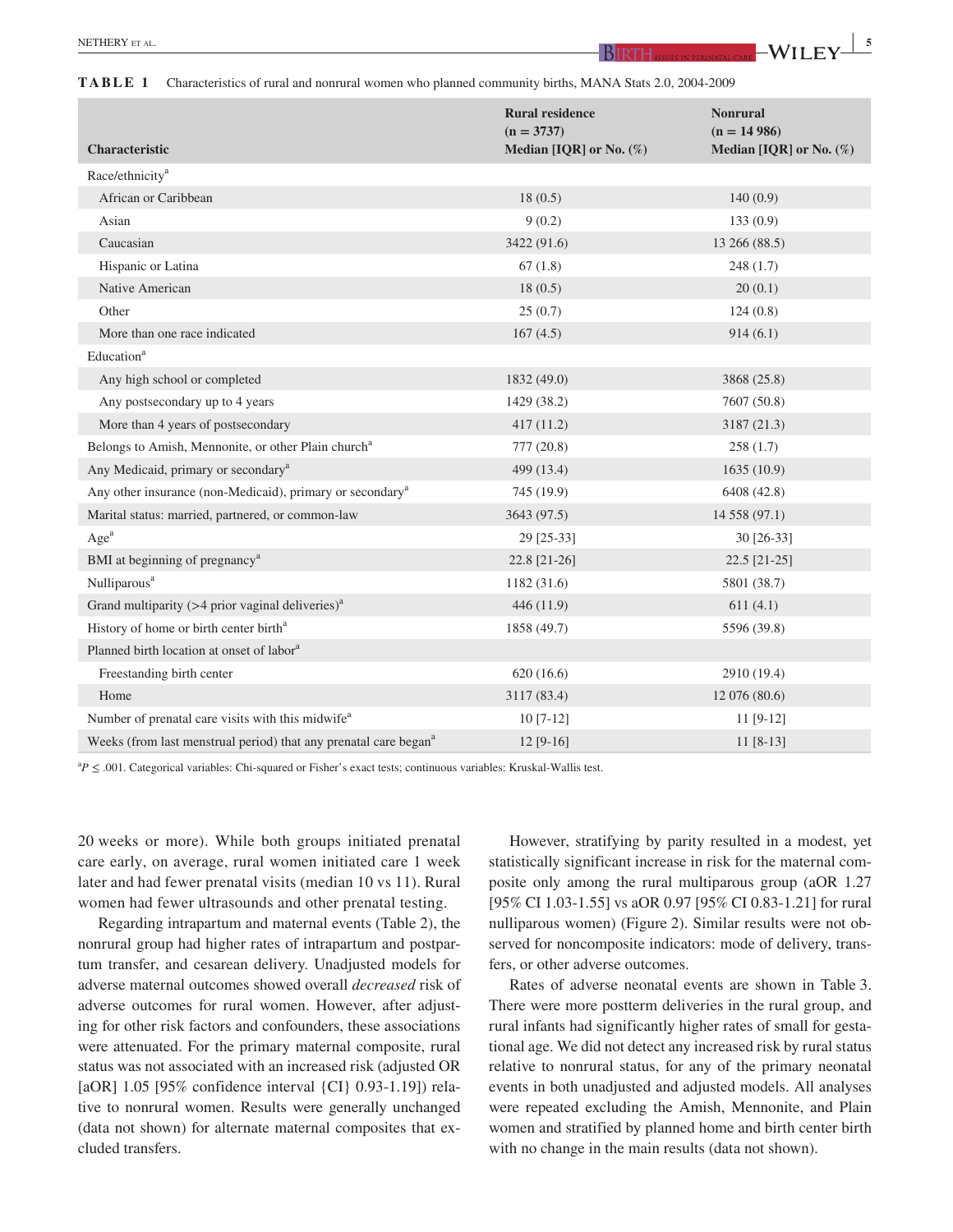**TABLE 1** Characteristics of rural and nonrural women who planned community births, MANA Stats 2.0, 2004-2009

| Characteristic | Rural residence (n = 3737) Median [IQR] or No. (%) | Nonrural (n = 14 986) Median [IQR] or No. (%) |
|---|---|---|
| Race/ethnicity[a] | | |
| African or Caribbean | 18 (0.5) | 140 (0.9) |
| Asian | 9 (0.2) | 133 (0.9) |
| Caucasian | 3422 (91.6) | 13 266 (88.5) |
| Hispanic or Latina | 67 (1.8) | 248 (1.7) |
| Native American | 18 (0.5) | 20 (0.1) |
| Other | 25 (0.7) | 124 (0.8) |
| More than one race indicated | 167 (4.5) | 914 (6.1) |
| Education[a] | | |
| Any high school or completed | 1832 (49.0) | 3868 (25.8) |
| Any postsecondary up to 4 years | 1429 (38.2) | 7607 (50.8) |
| More than 4 years of postsecondary | 417 (11.2) | 3187 (21.3) |
| Belongs to Amish, Mennonite, or other Plain church[a] | 777 (20.8) | 258 (1.7) |
| Any Medicaid, primary or secondary[a] | 499 (13.4) | 1635 (10.9) |
| Any other insurance (non-Medicaid), primary or secondary[a] | 745 (19.9) | 6408 (42.8) |
| Marital status: married, partnered, or common-law | 3643 (97.5) | 14 558 (97.1) |
| Age[a] | 29 [25-33] | 30 [26-33] |
| BMI at beginning of pregnancy[a] | 22.8 [21-26] | 22.5 [21-25] |
| Nulliparous[a] | 1182 (31.6) | 5801 (38.7) |
| Grand multiparity (>4 prior vaginal deliveries)[a] | 446 (11.9) | 611 (4.1) |
| History of home or birth center birth[a] | 1858 (49.7) | 5596 (39.8) |
| Planned birth location at onset of labor[a] | | |
| Freestanding birth center | 620 (16.6) | 2910 (19.4) |
| Home | 3117 (83.4) | 12 076 (80.6) |
| Number of prenatal care visits with this midwife[a] | 10 [7-12] | 11 [9-12] |
| Weeks (from last menstrual period) that any prenatal care began[a] | 12 [9-16] | 11 [8-13] |

[a]$P \leq .001$. Categorical variables: Chi-squared or Fisher's exact tests; continuous variables: Kruskal-Wallis test.

20 weeks or more). While both groups initiated prenatal care early, on average, rural women initiated care 1 week later and had fewer prenatal visits (median 10 vs 11). Rural women had fewer ultrasounds and other prenatal testing.

Regarding intrapartum and maternal events (Table 2), the nonrural group had higher rates of intrapartum and postpartum transfer, and cesarean delivery. Unadjusted models for adverse maternal outcomes showed overall *decreased* risk of adverse outcomes for rural women. However, after adjusting for other risk factors and confounders, these associations were attenuated. For the primary maternal composite, rural status was not associated with an increased risk (adjusted OR [aOR] 1.05 [95% confidence interval {CI} 0.93-1.19]) relative to nonrural women. Results were generally unchanged (data not shown) for alternate maternal composites that excluded transfers.

However, stratifying by parity resulted in a modest, yet statistically significant increase in risk for the maternal composite only among the rural multiparous group (aOR 1.27 [95% CI 1.03-1.55] vs aOR 0.97 [95% CI 0.83-1.21] for rural nulliparous women) (Figure 2). Similar results were not observed for noncomposite indicators: mode of delivery, transfers, or other adverse outcomes.

Rates of adverse neonatal events are shown in Table 3. There were more postterm deliveries in the rural group, and rural infants had significantly higher rates of small for gestational age. We did not detect any increased risk by rural status relative to nonrural status, for any of the primary neonatal events in both unadjusted and adjusted models. All analyses were repeated excluding the Amish, Mennonite, and Plain women and stratified by planned home and birth center birth with no change in the main results (data not shown).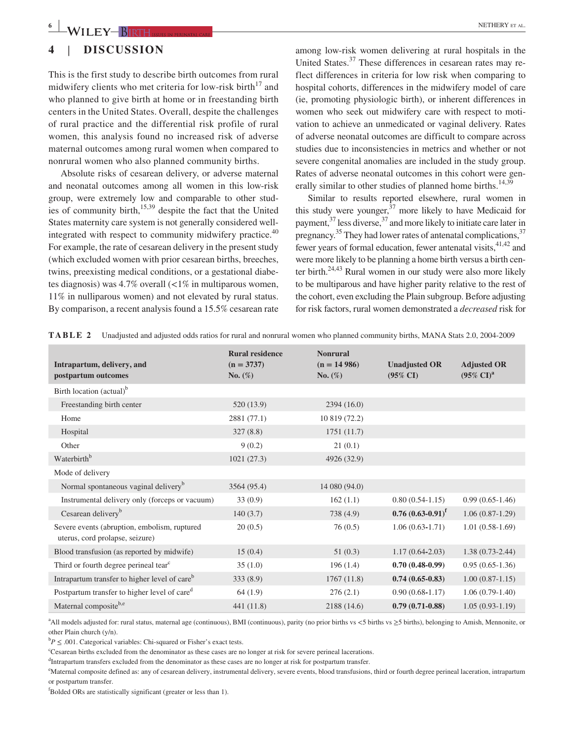## 4 | DISCUSSION

This is the first study to describe birth outcomes from rural midwifery clients who met criteria for low-risk birth[17] and who planned to give birth at home or in freestanding birth centers in the United States. Overall, despite the challenges of rural practice and the differential risk profile of rural women, this analysis found no increased risk of adverse maternal outcomes among rural women when compared to nonrural women who also planned community births.

Absolute risks of cesarean delivery, or adverse maternal and neonatal outcomes among all women in this low-risk group, were extremely low and comparable to other studies of community birth,[15,39] despite the fact that the United States maternity care system is not generally considered well-integrated with respect to community midwifery practice.[40] For example, the rate of cesarean delivery in the present study (which excluded women with prior cesarean births, breeches, twins, preexisting medical conditions, or a gestational diabetes diagnosis) was 4.7% overall (<1% in multiparous women, 11% in nulliparous women) and not elevated by rural status. By comparison, a recent analysis found a 15.5% cesarean rate among low-risk women delivering at rural hospitals in the United States.[37] These differences in cesarean rates may reflect differences in criteria for low risk when comparing to hospital cohorts, differences in the midwifery model of care (ie, promoting physiologic birth), or inherent differences in women who seek out midwifery care with respect to motivation to achieve an unmedicated or vaginal delivery. Rates of adverse neonatal outcomes are difficult to compare across studies due to inconsistencies in metrics and whether or not severe congenital anomalies are included in the study group. Rates of adverse neonatal outcomes in this cohort were generally similar to other studies of planned home births.[14,39]

Similar to results reported elsewhere, rural women in this study were younger,[37] more likely to have Medicaid for payment,[37] less diverse,[37] and more likely to initiate care later in pregnancy.[35] They had lower rates of antenatal complications,[37] fewer years of formal education, fewer antenatal visits,[41,42] and were more likely to be planning a home birth versus a birth center birth.[24,43] Rural women in our study were also more likely to be multiparous and have higher parity relative to the rest of the cohort, even excluding the Plain subgroup. Before adjusting for risk factors, rural women demonstrated a *decreased* risk for

**TABLE 2** Unadjusted and adjusted odds ratios for rural and nonrural women who planned community births, MANA Stats 2.0, 2004-2009

| Intrapartum, delivery, and postpartum outcomes | Rural residence (n = 3737) No. (%) | Nonrural (n = 14 986) No. (%) | Unadjusted OR (95% CI) | Adjusted OR (95% CI)[a] |
|---|---|---|---|---|
| Birth location (actual)[b] | | | | |
| Freestanding birth center | 520 (13.9) | 2394 (16.0) | | |
| Home | 2881 (77.1) | 10 819 (72.2) | | |
| Hospital | 327 (8.8) | 1751 (11.7) | | |
| Other | 9 (0.2) | 21 (0.1) | | |
| Waterbirth[b] | 1021 (27.3) | 4926 (32.9) | | |
| Mode of delivery | | | | |
| Normal spontaneous vaginal delivery[b] | 3564 (95.4) | 14 080 (94.0) | | |
| Instrumental delivery only (forceps or vacuum) | 33 (0.9) | 162 (1.1) | 0.80 (0.54-1.15) | 0.99 (0.65-1.46) |
| Cesarean delivery[b] | 140 (3.7) | 738 (4.9) | **0.76 (0.63-0.91)**[f] | 1.06 (0.87-1.29) |
| Severe events (abruption, embolism, ruptured uterus, cord prolapse, seizure) | 20 (0.5) | 76 (0.5) | 1.06 (0.63-1.71) | 1.01 (0.58-1.69) |
| Blood transfusion (as reported by midwife) | 15 (0.4) | 51 (0.3) | 1.17 (0.64-2.03) | 1.38 (0.73-2.44) |
| Third or fourth degree perineal tear[c] | 35 (1.0) | 196 (1.4) | **0.70 (0.48-0.99)** | 0.95 (0.65-1.36) |
| Intrapartum transfer to higher level of care[b] | 333 (8.9) | 1767 (11.8) | **0.74 (0.65-0.83)** | 1.00 (0.87-1.15) |
| Postpartum transfer to higher level of care[d] | 64 (1.9) | 276 (2.1) | 0.90 (0.68-1.17) | 1.06 (0.79-1.40) |
| Maternal composite[b,e] | 441 (11.8) | 2188 (14.6) | **0.79 (0.71-0.88)** | 1.05 (0.93-1.19) |

[a]All models adjusted for: rural status, maternal age (continuous), BMI (continuous), parity (no prior births vs <5 births vs ≥5 births), belonging to Amish, Mennonite, or other Plain church (y/n).

[b]$P \leq .001$. Categorical variables: Chi-squared or Fisher's exact tests.

[c]Cesarean births excluded from the denominator as these cases are no longer at risk for severe perineal lacerations.

[d]Intrapartum transfers excluded from the denominator as these cases are no longer at risk for postpartum transfer.

[e]Maternal composite defined as: any of cesarean delivery, instrumental delivery, severe events, blood transfusions, third or fourth degree perineal laceration, intrapartum or postpartum transfer.

[f]Bolded ORs are statistically significant (greater or less than 1).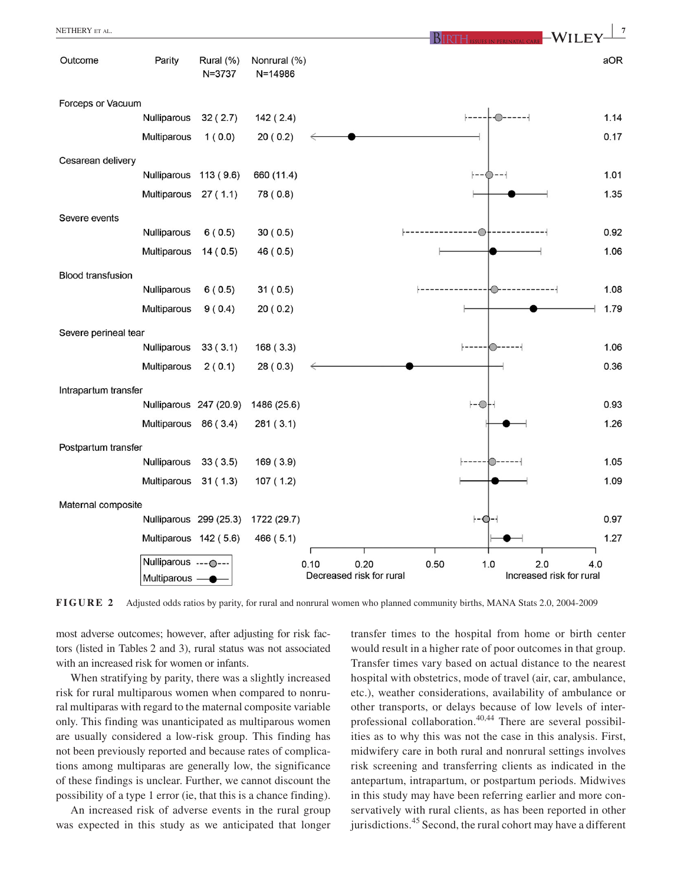| Outcome | Parity | Rural (%) N=3737 | Nonrural (%) N=14986 | aOR |
|---|---|---|---|---|
| Forceps or Vacuum | Nulliparous | 32 ( 2.7) | 142 ( 2.4) | 1.14 |
| | Multiparous | 1 ( 0.0) | 20 ( 0.2) | 0.17 |
| Cesarean delivery | Nulliparous | 113 ( 9.6) | 660 (11.4) | 1.01 |
| | Multiparous | 27 ( 1.1) | 78 ( 0.8) | 1.35 |
| Severe events | Nulliparous | 6 ( 0.5) | 30 ( 0.5) | 0.92 |
| | Multiparous | 14 ( 0.5) | 46 ( 0.5) | 1.06 |
| Blood transfusion | Nulliparous | 6 ( 0.5) | 31 ( 0.5) | 1.08 |
| | Multiparous | 9 ( 0.4) | 20 ( 0.2) | 1.79 |
| Severe perineal tear | Nulliparous | 33 ( 3.1) | 168 ( 3.3) | 1.06 |
| | Multiparous | 2 ( 0.1) | 28 ( 0.3) | 0.36 |
| Intrapartum transfer | Nulliparous | 247 (20.9) | 1486 (25.6) | 0.93 |
| | Multiparous | 86 ( 3.4) | 281 ( 3.1) | 1.26 |
| Postpartum transfer | Nulliparous | 33 ( 3.5) | 169 ( 3.9) | 1.05 |
| | Multiparous | 31 ( 1.3) | 107 ( 1.2) | 1.09 |
| Maternal composite | Nulliparous | 299 (25.3) | 1722 (29.7) | 0.97 |
| | Multiparous | 142 ( 5.6) | 466 ( 5.1) | 1.27 |

**FIGURE 2** Adjusted odds ratios by parity, for rural and nonrural women who planned community births, MANA Stats 2.0, 2004-2009

most adverse outcomes; however, after adjusting for risk factors (listed in Tables 2 and 3), rural status was not associated with an increased risk for women or infants.

When stratifying by parity, there was a slightly increased risk for rural multiparous women when compared to nonrural multiparas with regard to the maternal composite variable only. This finding was unanticipated as multiparous women are usually considered a low-risk group. This finding has not been previously reported and because rates of complications among multiparas are generally low, the significance of these findings is unclear. Further, we cannot discount the possibility of a type 1 error (ie, that this is a chance finding).

An increased risk of adverse events in the rural group was expected in this study as we anticipated that longer transfer times to the hospital from home or birth center would result in a higher rate of poor outcomes in that group. Transfer times vary based on actual distance to the nearest hospital with obstetrics, mode of travel (air, car, ambulance, etc.), weather considerations, availability of ambulance or other transports, or delays because of low levels of interprofessional collaboration.[40,44] There are several possibilities as to why this was not the case in this analysis. First, midwifery care in both rural and nonrural settings involves risk screening and transferring clients as indicated in the antepartum, intrapartum, or postpartum periods. Midwives in this study may have been referring earlier and more conservatively with rural clients, as has been reported in other jurisdictions.[45] Second, the rural cohort may have a different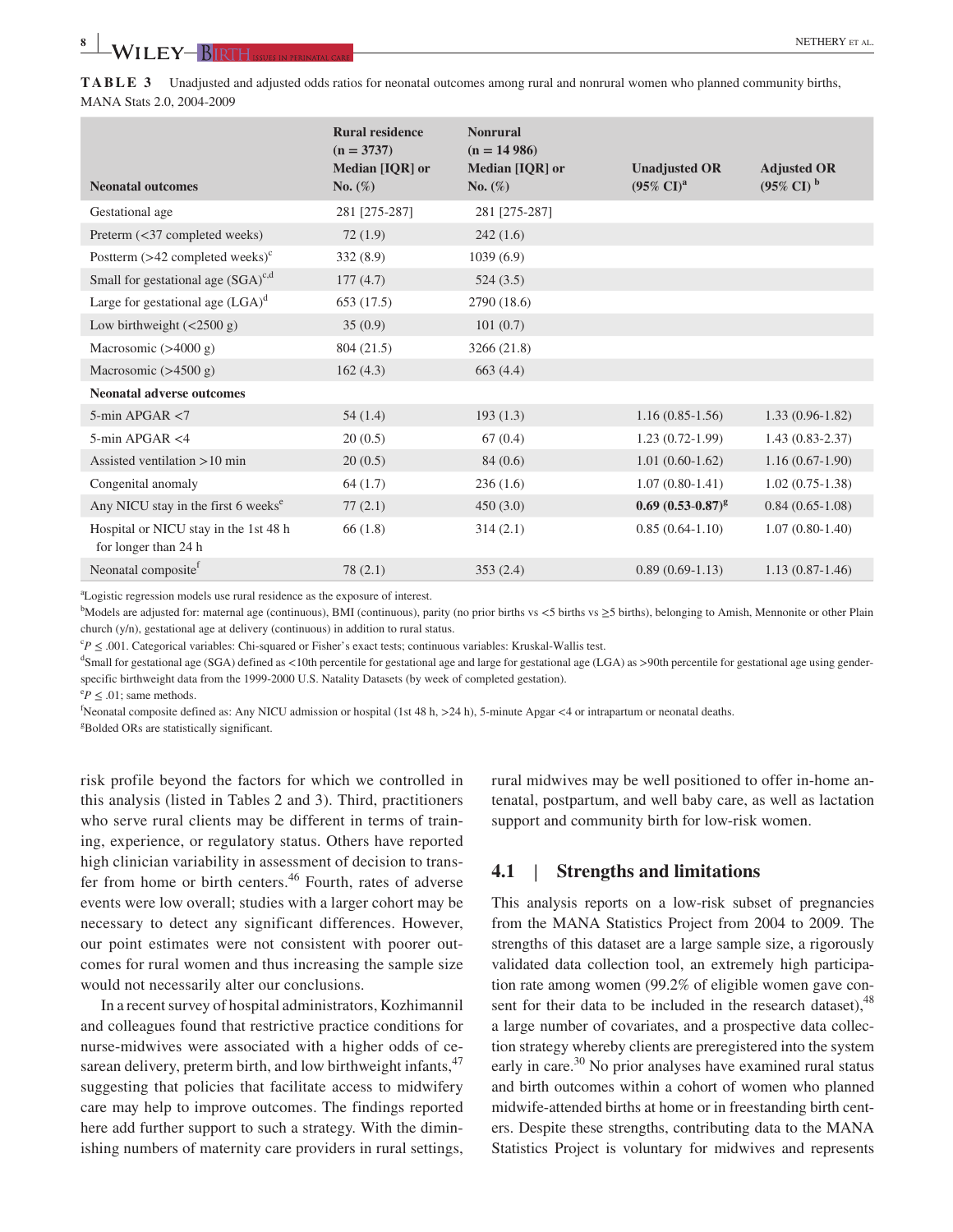**TABLE 3** Unadjusted and adjusted odds ratios for neonatal outcomes among rural and nonrural women who planned community births, MANA Stats 2.0, 2004-2009

| Neonatal outcomes | Rural residence (n = 3737) Median [IQR] or No. (%) | Nonrural (n = 14 986) Median [IQR] or No. (%) | Unadjusted OR (95% CI)[a] | Adjusted OR (95% CI)[b] |
|---|---|---|---|---|
| Gestational age | 281 [275-287] | 281 [275-287] | | |
| Preterm (<37 completed weeks) | 72 (1.9) | 242 (1.6) | | |
| Postterm (>42 completed weeks)[c] | 332 (8.9) | 1039 (6.9) | | |
| Small for gestational age (SGA)[c,d] | 177 (4.7) | 524 (3.5) | | |
| Large for gestational age (LGA)[d] | 653 (17.5) | 2790 (18.6) | | |
| Low birthweight (<2500 g) | 35 (0.9) | 101 (0.7) | | |
| Macrosomic (>4000 g) | 804 (21.5) | 3266 (21.8) | | |
| Macrosomic (>4500 g) | 162 (4.3) | 663 (4.4) | | |
| **Neonatal adverse outcomes** | | | | |
| 5-min APGAR <7 | 54 (1.4) | 193 (1.3) | 1.16 (0.85-1.56) | 1.33 (0.96-1.82) |
| 5-min APGAR <4 | 20 (0.5) | 67 (0.4) | 1.23 (0.72-1.99) | 1.43 (0.83-2.37) |
| Assisted ventilation >10 min | 20 (0.5) | 84 (0.6) | 1.01 (0.60-1.62) | 1.16 (0.67-1.90) |
| Congenital anomaly | 64 (1.7) | 236 (1.6) | 1.07 (0.80-1.41) | 1.02 (0.75-1.38) |
| Any NICU stay in the first 6 weeks[e] | 77 (2.1) | 450 (3.0) | **0.69 (0.53-0.87)**[g] | 0.84 (0.65-1.08) |
| Hospital or NICU stay in the 1st 48 h for longer than 24 h | 66 (1.8) | 314 (2.1) | 0.85 (0.64-1.10) | 1.07 (0.80-1.40) |
| Neonatal composite[f] | 78 (2.1) | 353 (2.4) | 0.89 (0.69-1.13) | 1.13 (0.87-1.46) |

[a]Logistic regression models use rural residence as the exposure of interest.
[b]Models are adjusted for: maternal age (continuous), BMI (continuous), parity (no prior births vs <5 births vs ≥5 births), belonging to Amish, Mennonite or other Plain church (y/n), gestational age at delivery (continuous) in addition to rural status.
[c]$P \leq .001$. Categorical variables: Chi-squared or Fisher's exact tests; continuous variables: Kruskal-Wallis test.
[d]Small for gestational age (SGA) defined as <10th percentile for gestational age and large for gestational age (LGA) as >90th percentile for gestational age using gender-specific birthweight data from the 1999-2000 U.S. Natality Datasets (by week of completed gestation).
[e]$P \leq .01$; same methods.
[f]Neonatal composite defined as: Any NICU admission or hospital (1st 48 h, >24 h), 5-minute Apgar <4 or intrapartum or neonatal deaths.
[g]Bolded ORs are statistically significant.

risk profile beyond the factors for which we controlled in this analysis (listed in Tables 2 and 3). Third, practitioners who serve rural clients may be different in terms of training, experience, or regulatory status. Others have reported high clinician variability in assessment of decision to transfer from home or birth centers.[46] Fourth, rates of adverse events were low overall; studies with a larger cohort may be necessary to detect any significant differences. However, our point estimates were not consistent with poorer outcomes for rural women and thus increasing the sample size would not necessarily alter our conclusions.

In a recent survey of hospital administrators, Kozhimannil and colleagues found that restrictive practice conditions for nurse-midwives were associated with a higher odds of cesarean delivery, preterm birth, and low birthweight infants,[47] suggesting that policies that facilitate access to midwifery care may help to improve outcomes. The findings reported here add further support to such a strategy. With the diminishing numbers of maternity care providers in rural settings, rural midwives may be well positioned to offer in-home antenatal, postpartum, and well baby care, as well as lactation support and community birth for low-risk women.

## 4.1 | Strengths and limitations

This analysis reports on a low-risk subset of pregnancies from the MANA Statistics Project from 2004 to 2009. The strengths of this dataset are a large sample size, a rigorously validated data collection tool, an extremely high participation rate among women (99.2% of eligible women gave consent for their data to be included in the research dataset),[48] a large number of covariates, and a prospective data collection strategy whereby clients are preregistered into the system early in care.[30] No prior analyses have examined rural status and birth outcomes within a cohort of women who planned midwife-attended births at home or in freestanding birth centers. Despite these strengths, contributing data to the MANA Statistics Project is voluntary for midwives and represents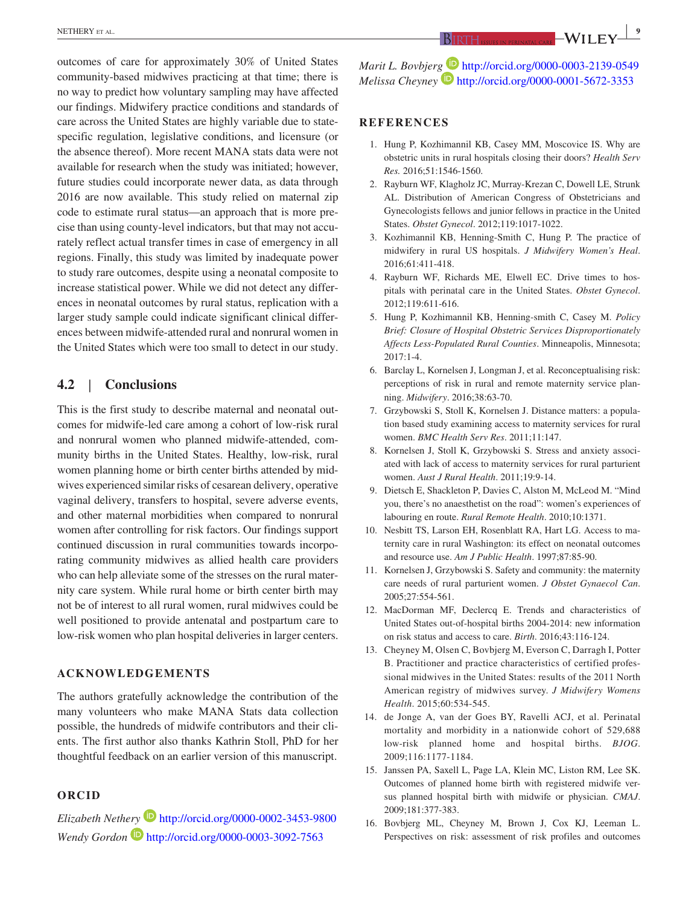outcomes of care for approximately 30% of United States community-based midwives practicing at that time; there is no way to predict how voluntary sampling may have affected our findings. Midwifery practice conditions and standards of care across the United States are highly variable due to state-specific regulation, legislative conditions, and licensure (or the absence thereof). More recent MANA stats data were not available for research when the study was initiated; however, future studies could incorporate newer data, as data through 2016 are now available. This study relied on maternal zip code to estimate rural status—an approach that is more precise than using county-level indicators, but that may not accurately reflect actual transfer times in case of emergency in all regions. Finally, this study was limited by inadequate power to study rare outcomes, despite using a neonatal composite to increase statistical power. While we did not detect any differences in neonatal outcomes by rural status, replication with a larger study sample could indicate significant clinical differences between midwife-attended rural and nonrural women in the United States which were too small to detect in our study.

### 4.2 | Conclusions

This is the first study to describe maternal and neonatal outcomes for midwife-led care among a cohort of low-risk rural and nonrural women who planned midwife-attended, community births in the United States. Healthy, low-risk, rural women planning home or birth center births attended by midwives experienced similar risks of cesarean delivery, operative vaginal delivery, transfers to hospital, severe adverse events, and other maternal morbidities when compared to nonrural women after controlling for risk factors. Our findings support continued discussion in rural communities towards incorporating community midwives as allied health care providers who can help alleviate some of the stresses on the rural maternity care system. While rural home or birth center birth may not be of interest to all rural women, rural midwives could be well positioned to provide antenatal and postpartum care to low-risk women who plan hospital deliveries in larger centers.

## ACKNOWLEDGEMENTS

The authors gratefully acknowledge the contribution of the many volunteers who make MANA Stats data collection possible, the hundreds of midwife contributors and their clients. The first author also thanks Kathrin Stoll, PhD for her thoughtful feedback on an earlier version of this manuscript.

## ORCID

*Elizabeth Nethery* http://orcid.org/0000-0002-3453-9800
*Wendy Gordon* http://orcid.org/0000-0003-3092-7563
*Marit L. Bovbjerg* http://orcid.org/0000-0003-2139-0549
*Melissa Cheyney* http://orcid.org/0000-0001-5672-3353

## REFERENCES

1. Hung P, Kozhimannil KB, Casey MM, Moscovice IS. Why are obstetric units in rural hospitals closing their doors? *Health Serv Res*. 2016;51:1546-1560.
2. Rayburn WF, Klagholz JC, Murray-Krezan C, Dowell LE, Strunk AL. Distribution of American Congress of Obstetricians and Gynecologists fellows and junior fellows in practice in the United States. *Obstet Gynecol*. 2012;119:1017-1022.
3. Kozhimannil KB, Henning-Smith C, Hung P. The practice of midwifery in rural US hospitals. *J Midwifery Women's Heal*. 2016;61:411-418.
4. Rayburn WF, Richards ME, Elwell EC. Drive times to hospitals with perinatal care in the United States. *Obstet Gynecol*. 2012;119:611-616.
5. Hung P, Kozhimannil KB, Henning-smith C, Casey M. *Policy Brief: Closure of Hospital Obstetric Services Disproportionately Affects Less-Populated Rural Counties*. Minneapolis, Minnesota; 2017:1-4.
6. Barclay L, Kornelsen J, Longman J, et al. Reconceptualising risk: perceptions of risk in rural and remote maternity service planning. *Midwifery*. 2016;38:63-70.
7. Grzybowski S, Stoll K, Kornelsen J. Distance matters: a population based study examining access to maternity services for rural women. *BMC Health Serv Res*. 2011;11:147.
8. Kornelsen J, Stoll K, Grzybowski S. Stress and anxiety associated with lack of access to maternity services for rural parturient women. *Aust J Rural Health*. 2011;19:9-14.
9. Dietsch E, Shackleton P, Davies C, Alston M, McLeod M. "Mind you, there's no anaesthetist on the road": women's experiences of labouring en route. *Rural Remote Health*. 2010;10:1371.
10. Nesbitt TS, Larson EH, Rosenblatt RA, Hart LG. Access to maternity care in rural Washington: its effect on neonatal outcomes and resource use. *Am J Public Health*. 1997;87:85-90.
11. Kornelsen J, Grzybowski S. Safety and community: the maternity care needs of rural parturient women. *J Obstet Gynaecol Can*. 2005;27:554-561.
12. MacDorman MF, Declercq E. Trends and characteristics of United States out-of-hospital births 2004-2014: new information on risk status and access to care. *Birth*. 2016;43:116-124.
13. Cheyney M, Olsen C, Bovbjerg M, Everson C, Darragh I, Potter B. Practitioner and practice characteristics of certified professional midwives in the United States: results of the 2011 North American registry of midwives survey. *J Midwifery Womens Health*. 2015;60:534-545.
14. de Jonge A, van der Goes BY, Ravelli ACJ, et al. Perinatal mortality and morbidity in a nationwide cohort of 529,688 low-risk planned home and hospital births. *BJOG*. 2009;116:1177-1184.
15. Janssen PA, Saxell L, Page LA, Klein MC, Liston RM, Lee SK. Outcomes of planned home birth with registered midwife versus planned hospital birth with midwife or physician. *CMAJ*. 2009;181:377-383.
16. Bovbjerg ML, Cheyney M, Brown J, Cox KJ, Leeman L. Perspectives on risk: assessment of risk profiles and outcomes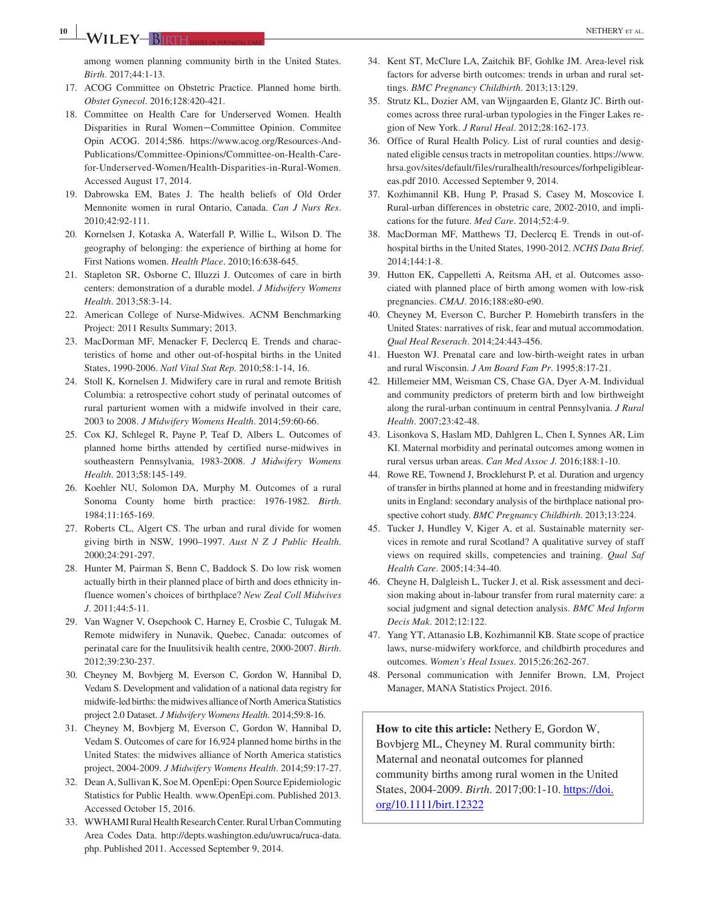among women planning community birth in the United States. *Birth*. 2017;44:1-13.

17. ACOG Committee on Obstetric Practice. Planned home birth. *Obstet Gynecol*. 2016;128:420-421.
18. Committee on Health Care for Underserved Women. Health Disparities in Rural Women—Committee Opinion. Commitee Opin ACOG. 2014;586. https://www.acog.org/Resources-And-Publications/Committee-Opinions/Committee-on-Health-Care-for-Underserved-Women/Health-Disparities-in-Rural-Women. Accessed August 17, 2014.
19. Dabrowska EM, Bates J. The health beliefs of Old Order Mennonite women in rural Ontario, Canada. *Can J Nurs Res*. 2010;42:92-111.
20. Kornelsen J, Kotaska A, Waterfall P, Willie L, Wilson D. The geography of belonging: the experience of birthing at home for First Nations women. *Health Place*. 2010;16:638-645.
21. Stapleton SR, Osborne C, Illuzzi J. Outcomes of care in birth centers: demonstration of a durable model. *J Midwifery Womens Health*. 2013;58:3-14.
22. American College of Nurse-Midwives. ACNM Benchmarking Project: 2011 Results Summary; 2013.
23. MacDorman MF, Menacker F, Declercq E. Trends and characteristics of home and other out-of-hospital births in the United States, 1990-2006. *Natl Vital Stat Rep*. 2010;58:1-14, 16.
24. Stoll K, Kornelsen J. Midwifery care in rural and remote British Columbia: a retrospective cohort study of perinatal outcomes of rural parturient women with a midwife involved in their care, 2003 to 2008. *J Midwifery Womens Health*. 2014;59:60-66.
25. Cox KJ, Schlegel R, Payne P, Teaf D, Albers L. Outcomes of planned home births attended by certified nurse-midwives in southeastern Pennsylvania, 1983-2008. *J Midwifery Womens Health*. 2013;58:145-149.
26. Koehler NU, Solomon DA, Murphy M. Outcomes of a rural Sonoma County home birth practice: 1976-1982. *Birth*. 1984;11:165-169.
27. Roberts CL, Algert CS. The urban and rural divide for women giving birth in NSW, 1990–1997. *Aust N Z J Public Health*. 2000;24:291-297.
28. Hunter M, Pairman S, Benn C, Baddock S. Do low risk women actually birth in their planned place of birth and does ethnicity influence women's choices of birthplace? *New Zeal Coll Midwives J*. 2011;44:5-11.
29. Van Wagner V, Osepchook C, Harney E, Crosbie C, Tulugak M. Remote midwifery in Nunavik, Quebec, Canada: outcomes of perinatal care for the Inuulitsivik health centre, 2000-2007. *Birth*. 2012;39:230-237.
30. Cheyney M, Bovbjerg M, Everson C, Gordon W, Hannibal D, Vedam S. Development and validation of a national data registry for midwife-led births: the midwives alliance of North America Statistics project 2.0 Dataset. *J Midwifery Womens Health*. 2014;59:8-16.
31. Cheyney M, Bovbjerg M, Everson C, Gordon W, Hannibal D, Vedam S. Outcomes of care for 16,924 planned home births in the United States: the midwives alliance of North America statistics project, 2004-2009. *J Midwifery Womens Health*. 2014;59:17-27.
32. Dean A, Sullivan K, Soe M. OpenEpi: Open Source Epidemiologic Statistics for Public Health. www.OpenEpi.com. Published 2013. Accessed October 15, 2016.
33. WWHAMI Rural Health Research Center. Rural Urban Commuting Area Codes Data. http://depts.washington.edu/uwruca/ruca-data.php. Published 2011. Accessed September 9, 2014.
34. Kent ST, McClure LA, Zaitchik BF, Gohlke JM. Area-level risk factors for adverse birth outcomes: trends in urban and rural settings. *BMC Pregnancy Childbirth*. 2013;13:129.
35. Strutz KL, Dozier AM, van Wijngaarden E, Glantz JC. Birth outcomes across three rural-urban typologies in the Finger Lakes region of New York. *J Rural Heal*. 2012;28:162-173.
36. Office of Rural Health Policy. List of rural counties and designated eligible census tracts in metropolitan counties. https://www.hrsa.gov/sites/default/files/ruralhealth/resources/forhpeligibleareas.pdf 2010. Accessed September 9, 2014.
37. Kozhimannil KB, Hung P, Prasad S, Casey M, Moscovice I. Rural-urban differences in obstetric care, 2002-2010, and implications for the future. *Med Care*. 2014;52:4-9.
38. MacDorman MF, Matthews TJ, Declercq E. Trends in out-of-hospital births in the United States, 1990-2012. *NCHS Data Brief*. 2014;144:1-8.
39. Hutton EK, Cappelletti A, Reitsma AH, et al. Outcomes associated with planned place of birth among women with low-risk pregnancies. *CMAJ*. 2016;188:e80-e90.
40. Cheyney M, Everson C, Burcher P. Homebirth transfers in the United States: narratives of risk, fear and mutual accommodation. *Qual Heal Reserach*. 2014;24:443-456.
41. Hueston WJ. Prenatal care and low-birth-weight rates in urban and rural Wisconsin. *J Am Board Fam Pr*. 1995;8:17-21.
42. Hillemeier MM, Weisman CS, Chase GA, Dyer A-M. Individual and community predictors of preterm birth and low birthweight along the rural-urban continuum in central Pennsylvania. *J Rural Health*. 2007;23:42-48.
43. Lisonkova S, Haslam MD, Dahlgren L, Chen I, Synnes AR, Lim KI. Maternal morbidity and perinatal outcomes among women in rural versus urban areas. *Can Med Assoc J*. 2016;188:1-10.
44. Rowe RE, Townend J, Brocklehurst P, et al. Duration and urgency of transfer in births planned at home and in freestanding midwifery units in England: secondary analysis of the birthplace national prospective cohort study. *BMC Pregnancy Childbirth*. 2013;13:224.
45. Tucker J, Hundley V, Kiger A, et al. Sustainable maternity services in remote and rural Scotland? A qualitative survey of staff views on required skills, competencies and training. *Qual Saf Health Care*. 2005;14:34-40.
46. Cheyne H, Dalgleish L, Tucker J, et al. Risk assessment and decision making about in-labour transfer from rural maternity care: a social judgment and signal detection analysis. *BMC Med Inform Decis Mak*. 2012;12:122.
47. Yang YT, Attanasio LB, Kozhimannil KB. State scope of practice laws, nurse-midwifery workforce, and childbirth procedures and outcomes. *Women's Heal Issues*. 2015;26:262-267.
48. Personal communication with Jennifer Brown, LM, Project Manager, MANA Statistics Project. 2016.

**How to cite this article:** Nethery E, Gordon W, Bovbjerg ML, Cheyney M. Rural community birth: Maternal and neonatal outcomes for planned community births among rural women in the United States, 2004-2009. *Birth*. 2017;00:1-10. https://doi.org/10.1111/birt.12322